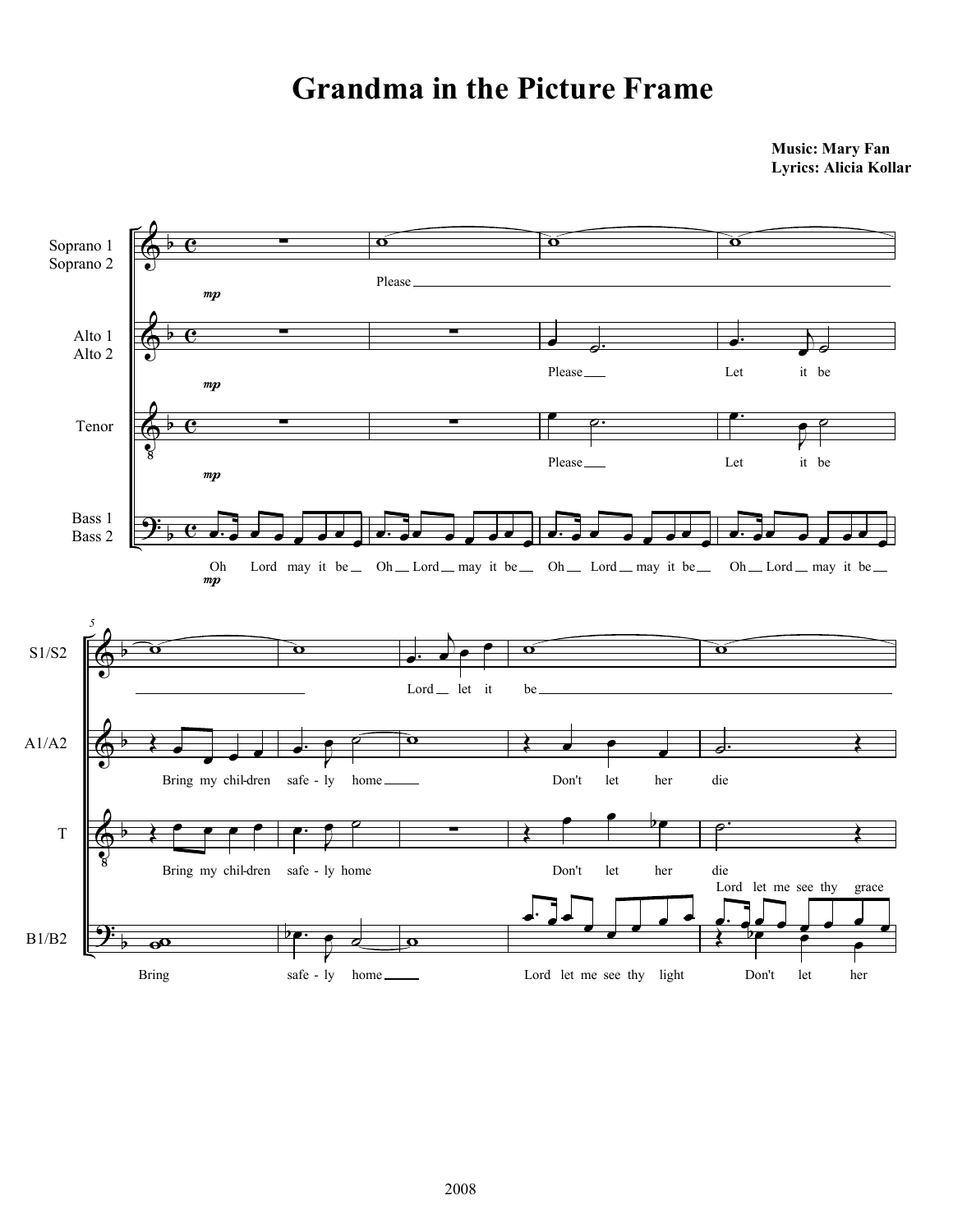# Grandma in the Picture Frame

**Music: Mary Fan**
**Lyrics: Alicia Kollar**

2008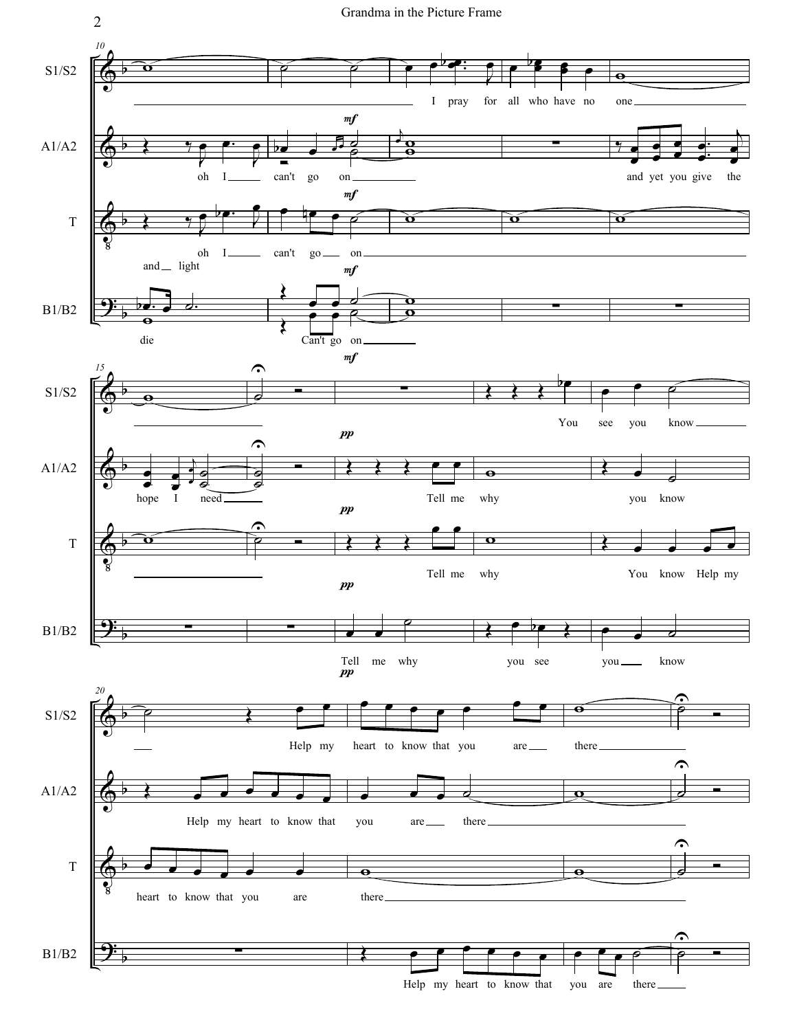S1/S2: I pray for all who have no one

A1/A2: oh I can't go on and yet you give the hope I need

T: oh I can't go on
and light

B1/B2: die Can't go on

S1/S2: You see you know Help my heart to know that you are there

A1/A2: Tell me why you know Help my heart to know that you are there

T: Tell me why You know Help my heart to know that you are there

B1/B2: Tell me why you see you know Help my heart to know that you are there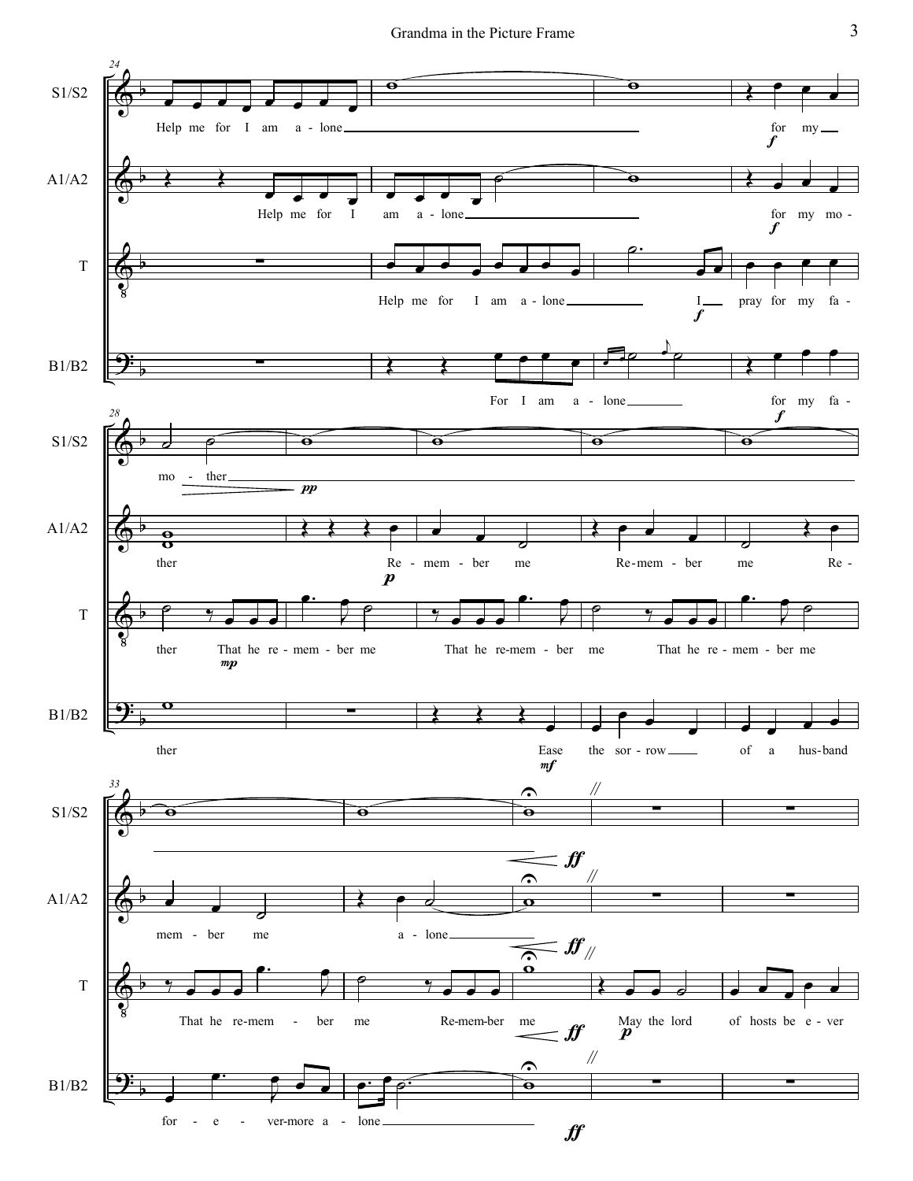S1/S2: Help me for I am a - lone for my mo - ther

A1/A2: Help me for I am a - lone for my mo - ther Re - mem - ber me Re - mem - ber me Re - mem - ber me a - lone

T: Help me for I am a - lone I pray for my fa - ther That he re - mem - ber me That he re - mem - ber me That he re - mem - ber me That he re - mem - ber me Re - mem - ber me May the lord of hosts be e - ver

B1/B2: For I am a - lone for my fa - ther Ease the sor - row of a hus - band for - e - ver - more a - lone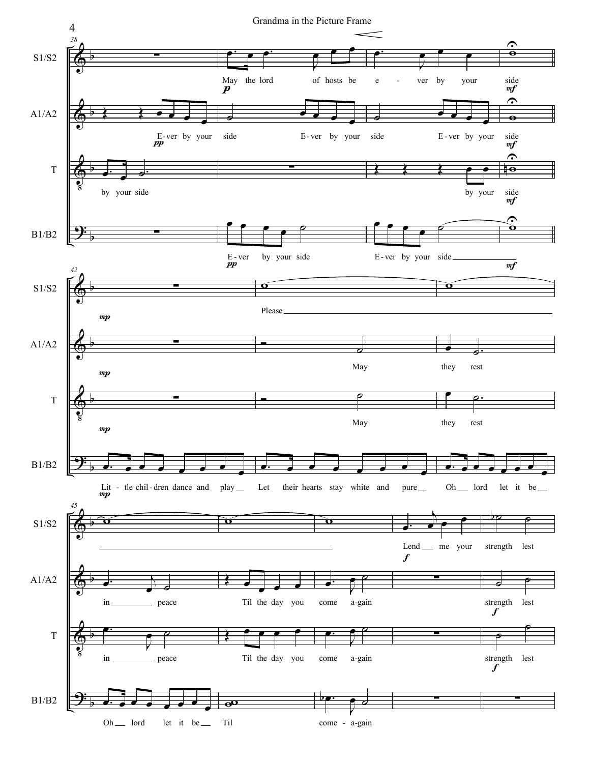S1/S2: May the lord of hosts be e - ver by your side

A1/A2: E-ver by your side E-ver by your side E-ver by your side

T: by your side by your side

B1/B2: E-ver by your side E-ver by your side

S1/S2: Please

A1/A2: May they rest

T: May they rest

B1/B2: Lit - tle chil-dren dance and play Let their hearts stay white and pure Oh lord let it be

S1/S2: Lend me your strength lest

A1/A2: in peace Til the day you come a-gain strength lest

T: in peace Til the day you come a-gain strength lest

B1/B2: Oh lord let it be Til come - a-gain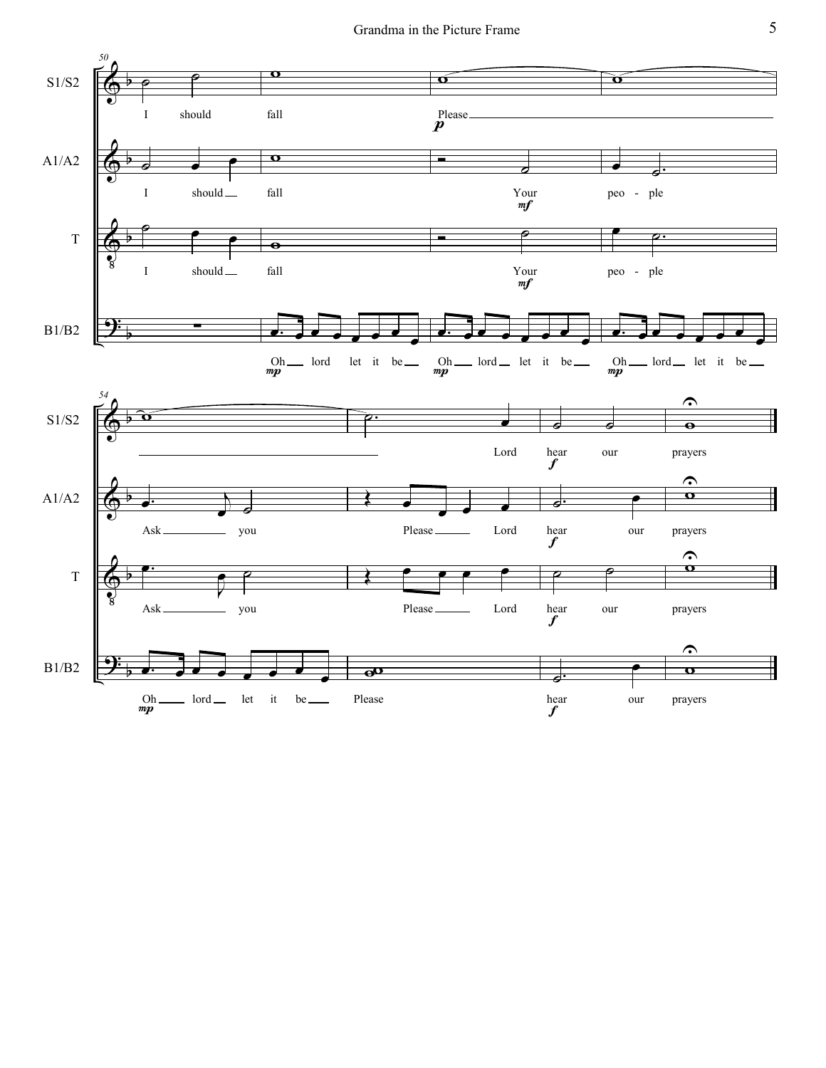S1/S2: I should fall Please Lord hear our prayers

A1/A2: I should fall Your people Ask you Please Lord hear our prayers

T: I should fall Your people Ask you Please Lord hear our prayers

B1/B2: Oh lord let it be Oh lord let it be Oh lord let it be Oh lord let it be Please hear our prayers